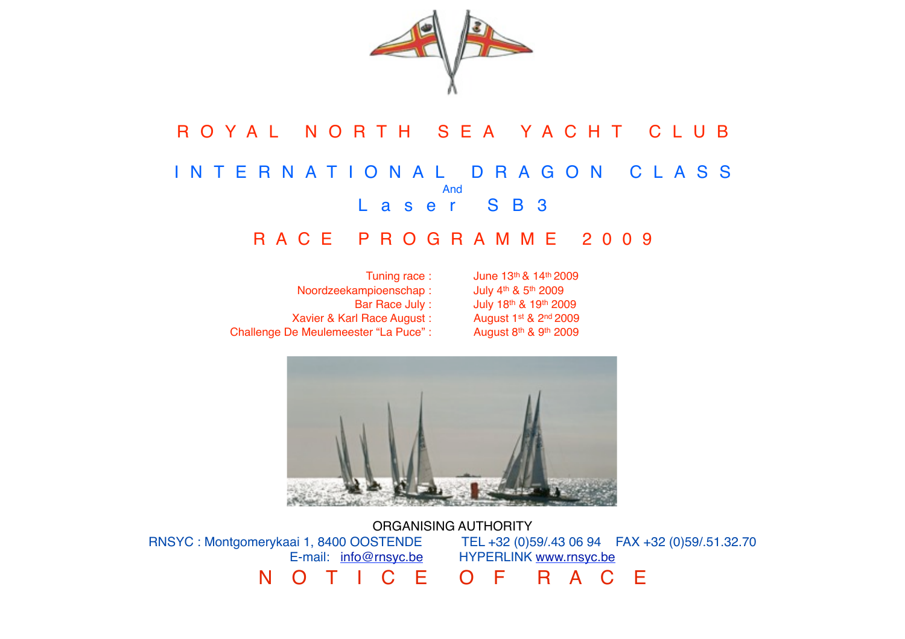# ROYAL NORTH SEA YACHT CLUB

## INTERNATIONAL DRAGON CLASS

And

## Laser SB3

## RACE PROGRAMME 2009

| | |
|---|---|
| Tuning race : | June 13th & 14th 2009 |
| Noordzeekampioenschap : | July 4th & 5th 2009 |
| Bar Race July : | July 18th & 19th 2009 |
| Xavier & Karl Race August : | August 1st & 2nd 2009 |
| Challenge De Meulemeester “La Puce” : | August 8th & 9th 2009 |

ORGANISING AUTHORITY

RNSYC : Montgomerykaai 1, 8400 OOSTENDE TEL +32 (0)59/.43 06 94 FAX +32 (0)59/.51.32.70

E-mail: info@rnsyc.be HYPERLINK www.rnsyc.be

# NOTICE OF RACE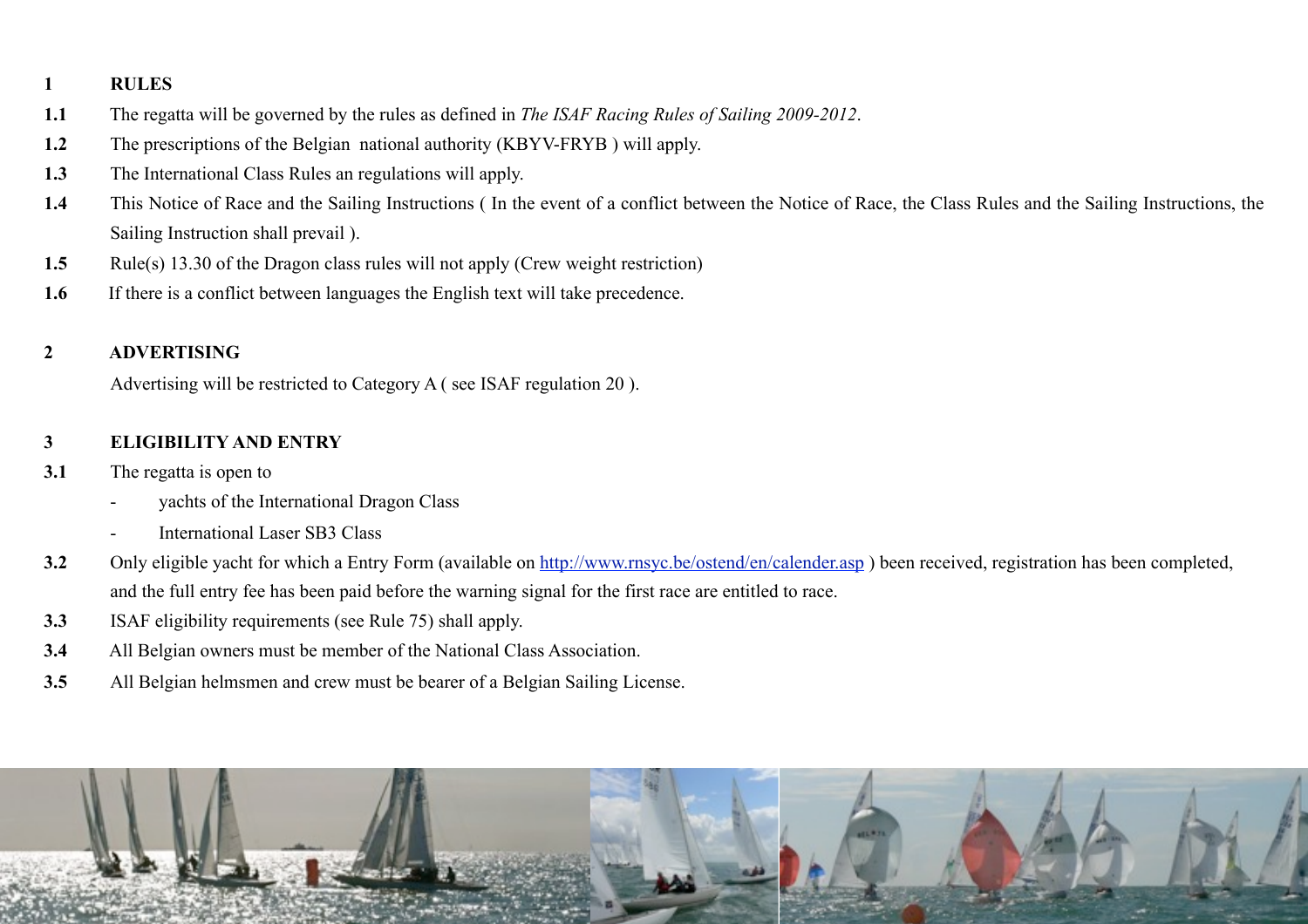## 1 RULES

**1.1** The regatta will be governed by the rules as defined in *The ISAF Racing Rules of Sailing 2009-2012*.

**1.2** The prescriptions of the Belgian national authority (KBYV-FRYB ) will apply.

**1.3** The International Class Rules an regulations will apply.

**1.4** This Notice of Race and the Sailing Instructions ( In the event of a conflict between the Notice of Race, the Class Rules and the Sailing Instructions, the Sailing Instruction shall prevail ).

**1.5** Rule(s) 13.30 of the Dragon class rules will not apply (Crew weight restriction)

**1.6** If there is a conflict between languages the English text will take precedence.

## 2 ADVERTISING

Advertising will be restricted to Category A ( see ISAF regulation 20 ).

## 3 ELIGIBILITY AND ENTRY

**3.1** The regatta is open to

- yachts of the International Dragon Class
- International Laser SB3 Class

**3.2** Only eligible yacht for which a Entry Form (available on [http://www.rnsyc.be/ostend/en/calender.asp](http://www.rnsyc.be/ostend/en/calender.asp) ) been received, registration has been completed, and the full entry fee has been paid before the warning signal for the first race are entitled to race.

**3.3** ISAF eligibility requirements (see Rule 75) shall apply.

**3.4** All Belgian owners must be member of the National Class Association.

**3.5** All Belgian helmsmen and crew must be bearer of a Belgian Sailing License.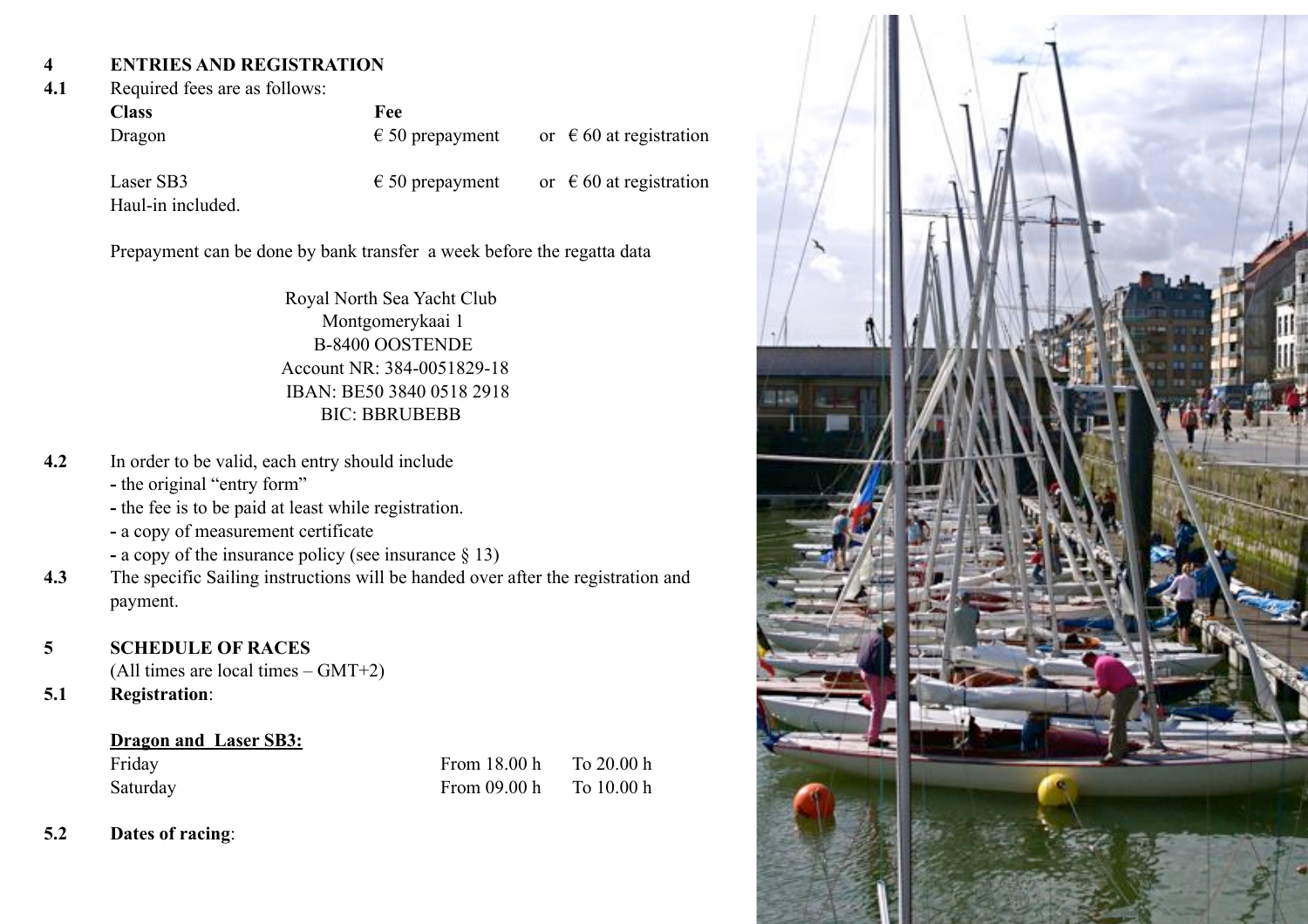## 4 ENTRIES AND REGISTRATION

**4.1** Required fees are as follows:

| Class | Fee | |
|---|---|---|
| Dragon | € 50 prepayment | or € 60 at registration |
| Laser SB3 | € 50 prepayment | or € 60 at registration |

Haul-in included.

Prepayment can be done by bank transfer a week before the regatta data

Royal North Sea Yacht Club
Montgomerykaai 1
B-8400 OOSTENDE
Account NR: 384-0051829-18
IBAN: BE50 3840 0518 2918
BIC: BBRUBEBB

**4.2** In order to be valid, each entry should include
- the original "entry form"
- the fee is to be paid at least while registration.
- a copy of measurement certificate
- a copy of the insurance policy (see insurance § 13)

**4.3** The specific Sailing instructions will be handed over after the registration and payment.

## 5 SCHEDULE OF RACES

(All times are local times – GMT+2)

**5.1** **Registration**:

**Dragon and Laser SB3:**

| | | |
|---|---|---|
| Friday | From 18.00 h | To 20.00 h |
| Saturday | From 09.00 h | To 10.00 h |

**5.2** **Dates of racing**: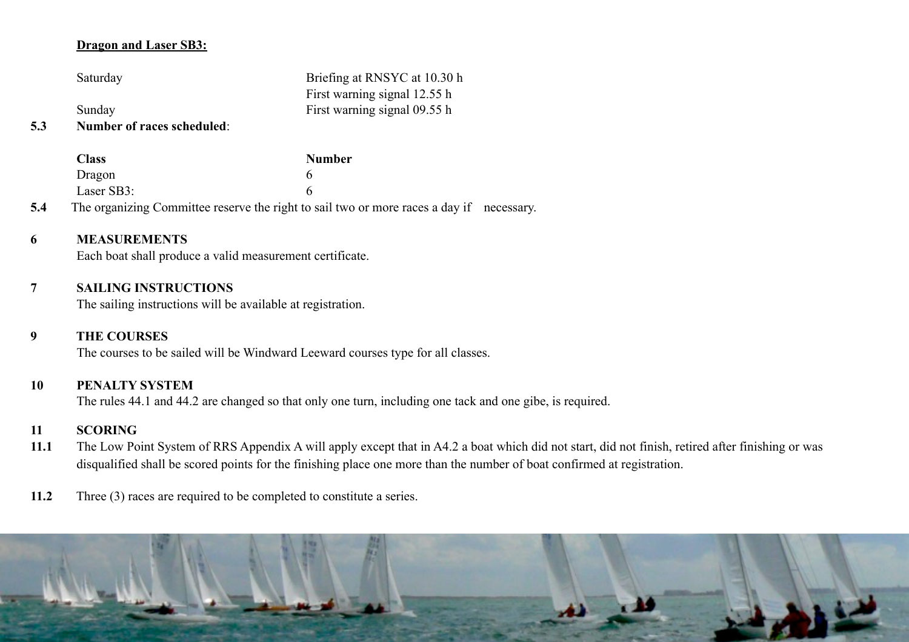**Dragon and Laser SB3:**

| | |
|---|---|
| Saturday | Briefing at RNSYC at 10.30 h |
| | First warning signal 12.55 h |
| Sunday | First warning signal 09.55 h |

**5.3 Number of races scheduled**:

| Class | Number |
|---|---|
| Dragon | 6 |
| Laser SB3: | 6 |

**5.4** The organizing Committee reserve the right to sail two or more races a day if necessary.

## 6 MEASUREMENTS

Each boat shall produce a valid measurement certificate.

## 7 SAILING INSTRUCTIONS

The sailing instructions will be available at registration.

## 9 THE COURSES

The courses to be sailed will be Windward Leeward courses type for all classes.

## 10 PENALTY SYSTEM

The rules 44.1 and 44.2 are changed so that only one turn, including one tack and one gibe, is required.

## 11 SCORING

**11.1** The Low Point System of RRS Appendix A will apply except that in A4.2 a boat which did not start, did not finish, retired after finishing or was disqualified shall be scored points for the finishing place one more than the number of boat confirmed at registration.

**11.2** Three (3) races are required to be completed to constitute a series.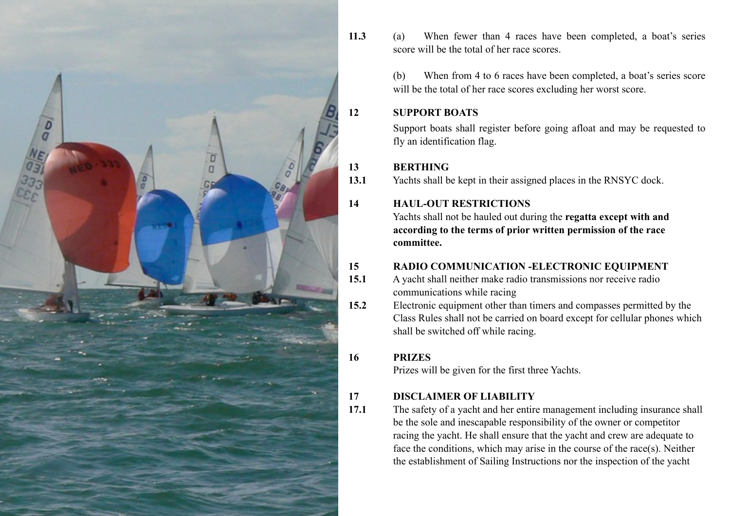**11.3** (a) When fewer than 4 races have been completed, a boat's series score will be the total of her race scores.

(b) When from 4 to 6 races have been completed, a boat's series score will be the total of her race scores excluding her worst score.

## 12 SUPPORT BOATS

Support boats shall register before going afloat and may be requested to fly an identification flag.

## 13 BERTHING

**13.1** Yachts shall be kept in their assigned places in the RNSYC dock.

## 14 HAUL-OUT RESTRICTIONS

Yachts shall not be hauled out during the **regatta except with and according to the terms of prior written permission of the race committee.**

## 15 RADIO COMMUNICATION -ELECTRONIC EQUIPMENT

**15.1** A yacht shall neither make radio transmissions nor receive radio communications while racing

**15.2** Electronic equipment other than timers and compasses permitted by the Class Rules shall not be carried on board except for cellular phones which shall be switched off while racing.

## 16 PRIZES

Prizes will be given for the first three Yachts.

## 17 DISCLAIMER OF LIABILITY

**17.1** The safety of a yacht and her entire management including insurance shall be the sole and inescapable responsibility of the owner or competitor racing the yacht. He shall ensure that the yacht and crew are adequate to face the conditions, which may arise in the course of the race(s). Neither the establishment of Sailing Instructions nor the inspection of the yacht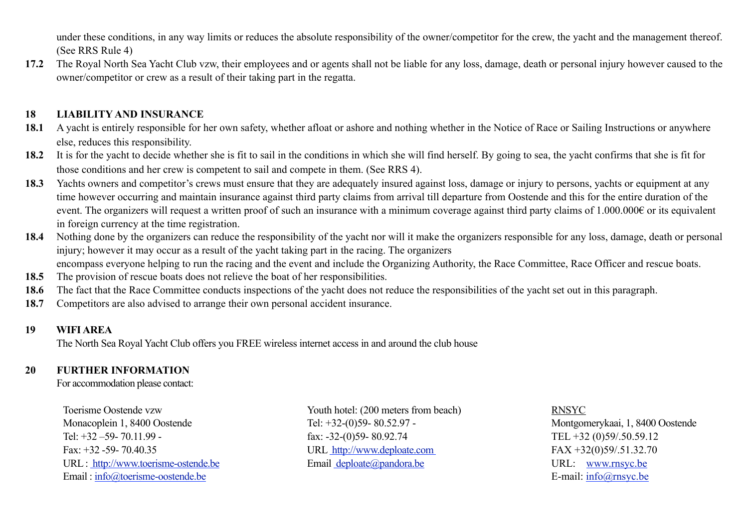under these conditions, in any way limits or reduces the absolute responsibility of the owner/competitor for the crew, the yacht and the management thereof. (See RRS Rule 4)

**17.2** The Royal North Sea Yacht Club vzw, their employees and or agents shall not be liable for any loss, damage, death or personal injury however caused to the owner/competitor or crew as a result of their taking part in the regatta.

## 18 LIABILITY AND INSURANCE

**18.1** A yacht is entirely responsible for her own safety, whether afloat or ashore and nothing whether in the Notice of Race or Sailing Instructions or anywhere else, reduces this responsibility.

**18.2** It is for the yacht to decide whether she is fit to sail in the conditions in which she will find herself. By going to sea, the yacht confirms that she is fit for those conditions and her crew is competent to sail and compete in them. (See RRS 4).

**18.3** Yachts owners and competitor's crews must ensure that they are adequately insured against loss, damage or injury to persons, yachts or equipment at any time however occurring and maintain insurance against third party claims from arrival till departure from Oostende and this for the entire duration of the event. The organizers will request a written proof of such an insurance with a minimum coverage against third party claims of 1.000.000€ or its equivalent in foreign currency at the time registration.

**18.4** Nothing done by the organizers can reduce the responsibility of the yacht nor will it make the organizers responsible for any loss, damage, death or personal injury; however it may occur as a result of the yacht taking part in the racing. The organizers encompass everyone helping to run the racing and the event and include the Organizing Authority, the Race Committee, Race Officer and rescue boats.

**18.5** The provision of rescue boats does not relieve the boat of her responsibilities.

**18.6** The fact that the Race Committee conducts inspections of the yacht does not reduce the responsibilities of the yacht set out in this paragraph.

**18.7** Competitors are also advised to arrange their own personal accident insurance.

## 19 WIFI AREA

The North Sea Royal Yacht Club offers you FREE wireless internet access in and around the club house

## 20 FURTHER INFORMATION

For accommodation please contact:

Toerisme Oostende vzw
Monacoplein 1, 8400 Oostende
Tel: +32 –59- 70.11.99 -
Fax: +32 -59- 70.40.35
URL : http://www.toerisme-ostende.be
Email : info@toerisme-oostende.be

Youth hotel: (200 meters from beach)
Tel: +32-(0)59- 80.52.97 -
fax: -32-(0)59- 80.92.74
URL http://www.deploate.com
Email deploate@pandora.be

RNSYC
Montgomerykaai, 1, 8400 Oostende
TEL +32 (0)59/.50.59.12
FAX +32(0)59/.51.32.70
URL: www.rnsyc.be
E-mail: info@rnsyc.be